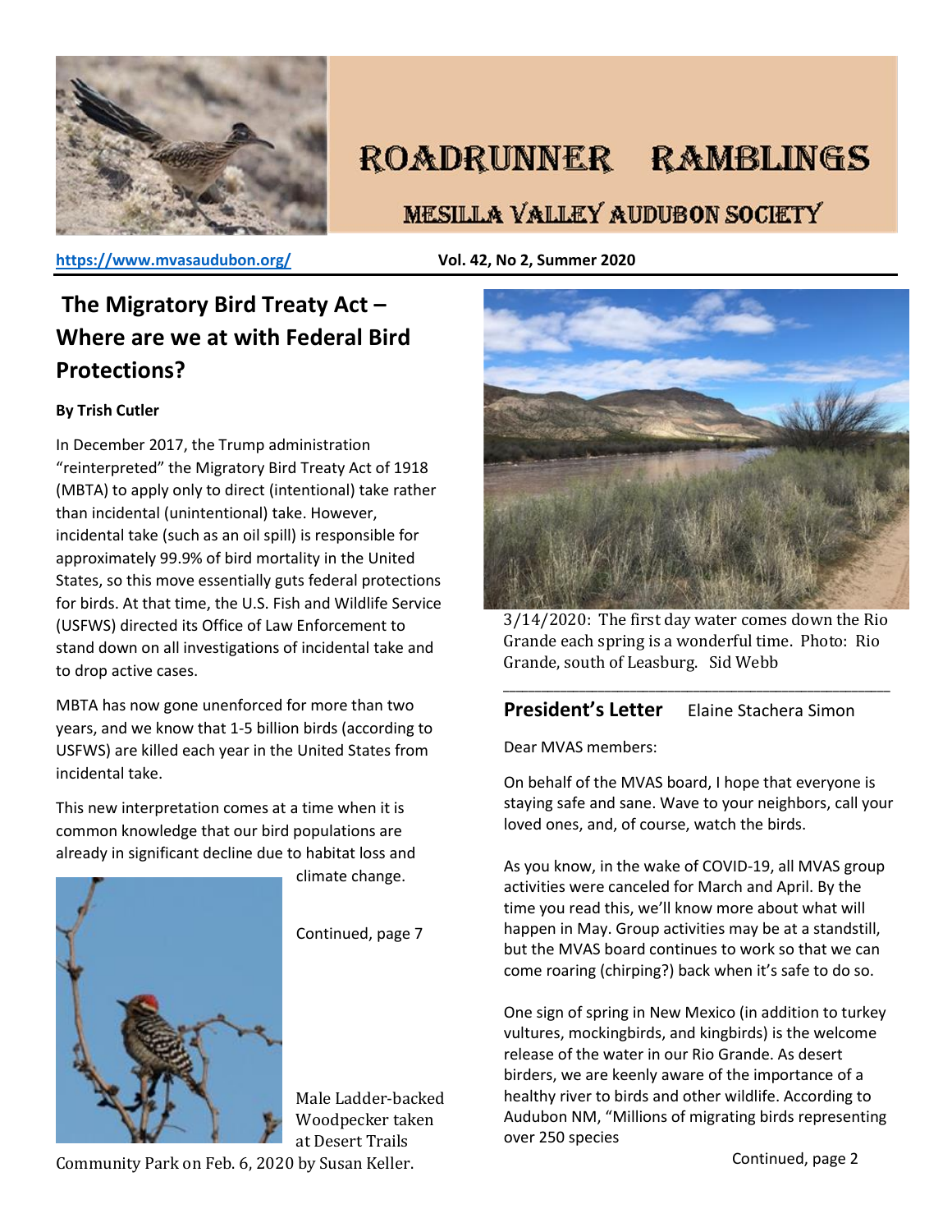# ROADRUNNER RAMBLINGS

## MESILLA VALLEY AUDUBON SOCIETY

https://www.mvasaudubon.org/ **Vol. 42, No 2, Summer 2020**

## The Migratory Bird Treaty Act – Where are we at with Federal Bird Protections?

**By Trish Cutler**

In December 2017, the Trump administration "reinterpreted" the Migratory Bird Treaty Act of 1918 (MBTA) to apply only to direct (intentional) take rather than incidental (unintentional) take. However, incidental take (such as an oil spill) is responsible for approximately 99.9% of bird mortality in the United States, so this move essentially guts federal protections for birds. At that time, the U.S. Fish and Wildlife Service (USFWS) directed its Office of Law Enforcement to stand down on all investigations of incidental take and to drop active cases.

MBTA has now gone unenforced for more than two years, and we know that 1-5 billion birds (according to USFWS) are killed each year in the United States from incidental take.

This new interpretation comes at a time when it is common knowledge that our bird populations are already in significant decline due to habitat loss and climate change.

Continued, page 7

Male Ladder-backed Woodpecker taken at Desert Trails Community Park on Feb. 6, 2020 by Susan Keller.

3/14/2020: The first day water comes down the Rio Grande each spring is a wonderful time. Photo: Rio Grande, south of Leasburg. Sid Webb

---

## President's Letter

Elaine Stachera Simon

Dear MVAS members:

On behalf of the MVAS board, I hope that everyone is staying safe and sane. Wave to your neighbors, call your loved ones, and, of course, watch the birds.

As you know, in the wake of COVID-19, all MVAS group activities were canceled for March and April. By the time you read this, we'll know more about what will happen in May. Group activities may be at a standstill, but the MVAS board continues to work so that we can come roaring (chirping?) back when it's safe to do so.

One sign of spring in New Mexico (in addition to turkey vultures, mockingbirds, and kingbirds) is the welcome release of the water in our Rio Grande. As desert birders, we are keenly aware of the importance of a healthy river to birds and other wildlife. According to Audubon NM, "Millions of migrating birds representing over 250 species

Continued, page 2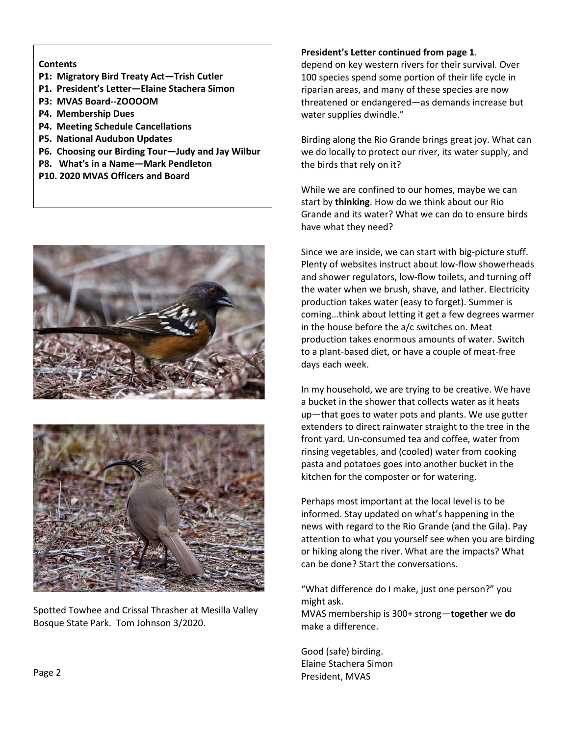**Contents**

**P1: Migratory Bird Treaty Act—Trish Cutler**
**P1. President's Letter—Elaine Stachera Simon**
**P3: MVAS Board--ZOOOOM**
**P4. Membership Dues**
**P4. Meeting Schedule Cancellations**
**P5. National Audubon Updates**
**P6. Choosing our Birding Tour—Judy and Jay Wilbur**
**P8. What's in a Name—Mark Pendleton**
**P10. 2020 MVAS Officers and Board**

Spotted Towhee and Crissal Thrasher at Mesilla Valley Bosque State Park. Tom Johnson 3/2020.

**President's Letter continued from page 1**.

depend on key western rivers for their survival. Over 100 species spend some portion of their life cycle in riparian areas, and many of these species are now threatened or endangered—as demands increase but water supplies dwindle."

Birding along the Rio Grande brings great joy. What can we do locally to protect our river, its water supply, and the birds that rely on it?

While we are confined to our homes, maybe we can start by **thinking**. How do we think about our Rio Grande and its water? What we can do to ensure birds have what they need?

Since we are inside, we can start with big-picture stuff. Plenty of websites instruct about low-flow showerheads and shower regulators, low-flow toilets, and turning off the water when we brush, shave, and lather. Electricity production takes water (easy to forget). Summer is coming…think about letting it get a few degrees warmer in the house before the a/c switches on. Meat production takes enormous amounts of water. Switch to a plant-based diet, or have a couple of meat-free days each week.

In my household, we are trying to be creative. We have a bucket in the shower that collects water as it heats up—that goes to water pots and plants. We use gutter extenders to direct rainwater straight to the tree in the front yard. Un-consumed tea and coffee, water from rinsing vegetables, and (cooled) water from cooking pasta and potatoes goes into another bucket in the kitchen for the composter or for watering.

Perhaps most important at the local level is to be informed. Stay updated on what's happening in the news with regard to the Rio Grande (and the Gila). Pay attention to what you yourself see when you are birding or hiking along the river. What are the impacts? What can be done? Start the conversations.

"What difference do I make, just one person?" you might ask.
MVAS membership is 300+ strong—**together** we **do** make a difference.

Good (safe) birding.
Elaine Stachera Simon
President, MVAS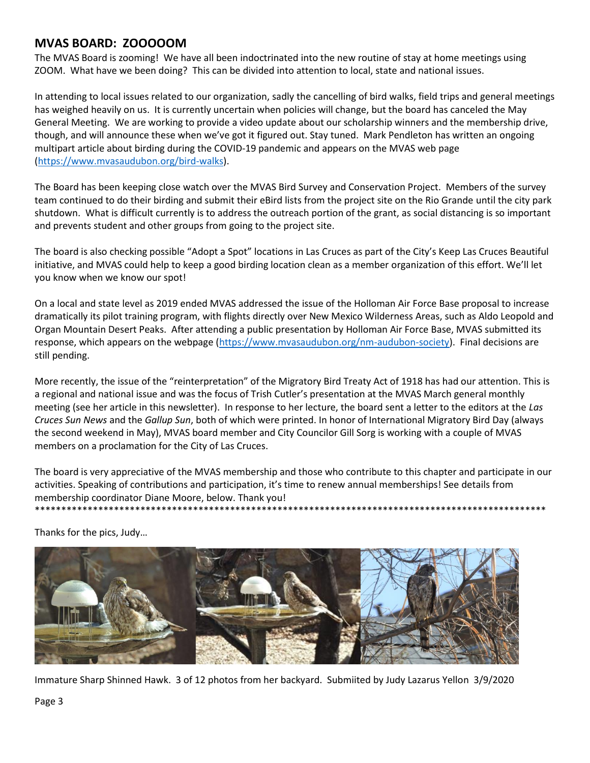## MVAS BOARD: ZOOOOOM

The MVAS Board is zooming! We have all been indoctrinated into the new routine of stay at home meetings using ZOOM. What have we been doing? This can be divided into attention to local, state and national issues.

In attending to local issues related to our organization, sadly the cancelling of bird walks, field trips and general meetings has weighed heavily on us. It is currently uncertain when policies will change, but the board has canceled the May General Meeting. We are working to provide a video update about our scholarship winners and the membership drive, though, and will announce these when we've got it figured out. Stay tuned. Mark Pendleton has written an ongoing multipart article about birding during the COVID-19 pandemic and appears on the MVAS web page (https://www.mvasaudubon.org/bird-walks).

The Board has been keeping close watch over the MVAS Bird Survey and Conservation Project. Members of the survey team continued to do their birding and submit their eBird lists from the project site on the Rio Grande until the city park shutdown. What is difficult currently is to address the outreach portion of the grant, as social distancing is so important and prevents student and other groups from going to the project site.

The board is also checking possible "Adopt a Spot" locations in Las Cruces as part of the City's Keep Las Cruces Beautiful initiative, and MVAS could help to keep a good birding location clean as a member organization of this effort. We'll let you know when we know our spot!

On a local and state level as 2019 ended MVAS addressed the issue of the Holloman Air Force Base proposal to increase dramatically its pilot training program, with flights directly over New Mexico Wilderness Areas, such as Aldo Leopold and Organ Mountain Desert Peaks. After attending a public presentation by Holloman Air Force Base, MVAS submitted its response, which appears on the webpage (https://www.mvasaudubon.org/nm-audubon-society). Final decisions are still pending.

More recently, the issue of the "reinterpretation" of the Migratory Bird Treaty Act of 1918 has had our attention. This is a regional and national issue and was the focus of Trish Cutler's presentation at the MVAS March general monthly meeting (see her article in this newsletter). In response to her lecture, the board sent a letter to the editors at the *Las Cruces Sun News* and the *Gallup Sun*, both of which were printed. In honor of International Migratory Bird Day (always the second weekend in May), MVAS board member and City Councilor Gill Sorg is working with a couple of MVAS members on a proclamation for the City of Las Cruces.

The board is very appreciative of the MVAS membership and those who contribute to this chapter and participate in our activities. Speaking of contributions and participation, it's time to renew annual memberships! See details from membership coordinator Diane Moore, below. Thank you!

****************************************************************************************************

Thanks for the pics, Judy…

Immature Sharp Shinned Hawk. 3 of 12 photos from her backyard. Submiited by Judy Lazarus Yellon 3/9/2020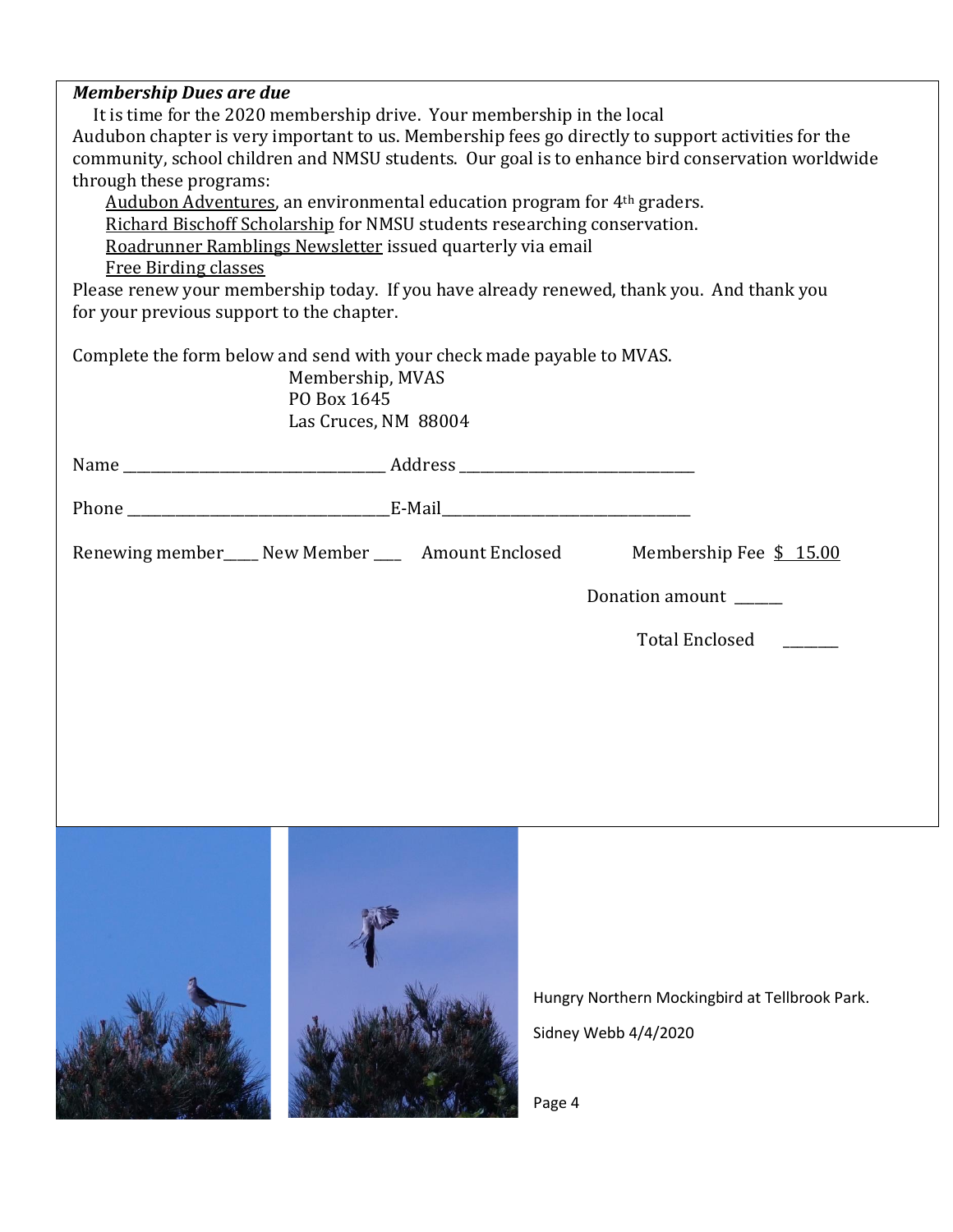***Membership Dues are due***

It is time for the 2020 membership drive. Your membership in the local Audubon chapter is very important to us. Membership fees go directly to support activities for the community, school children and NMSU students. Our goal is to enhance bird conservation worldwide through these programs:

- Audubon Adventures, an environmental education program for 4th graders.
- Richard Bischoff Scholarship for NMSU students researching conservation.
- Roadrunner Ramblings Newsletter issued quarterly via email
- Free Birding classes

Please renew your membership today. If you have already renewed, thank you. And thank you for your previous support to the chapter.

Complete the form below and send with your check made payable to MVAS.

Membership, MVAS
PO Box 1645
Las Cruces, NM 88004

Name ___________________________ Address ___________________________

Phone ___________________________ E-Mail ___________________________

Renewing member____ New Member ___ Amount Enclosed Membership Fee $ 15.00

Donation amount ______

Total Enclosed _______

Hungry Northern Mockingbird at Tellbrook Park.

Sidney Webb 4/4/2020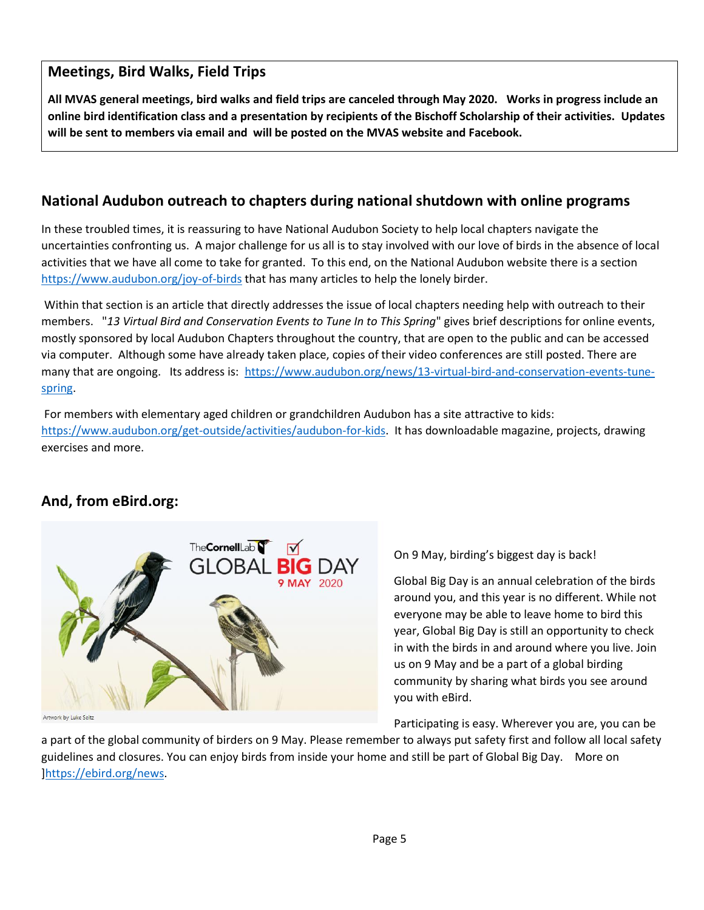## Meetings, Bird Walks, Field Trips

**All MVAS general meetings, bird walks and field trips are canceled through May 2020. Works in progress include an online bird identification class and a presentation by recipients of the Bischoff Scholarship of their activities. Updates will be sent to members via email and will be posted on the MVAS website and Facebook.**

## National Audubon outreach to chapters during national shutdown with online programs

In these troubled times, it is reassuring to have National Audubon Society to help local chapters navigate the uncertainties confronting us. A major challenge for us all is to stay involved with our love of birds in the absence of local activities that we have all come to take for granted. To this end, on the National Audubon website there is a section https://www.audubon.org/joy-of-birds that has many articles to help the lonely birder.

Within that section is an article that directly addresses the issue of local chapters needing help with outreach to their members. "*13 Virtual Bird and Conservation Events to Tune In to This Spring*" gives brief descriptions for online events, mostly sponsored by local Audubon Chapters throughout the country, that are open to the public and can be accessed via computer. Although some have already taken place, copies of their video conferences are still posted. There are many that are ongoing. Its address is: https://www.audubon.org/news/13-virtual-bird-and-conservation-events-tune-spring.

For members with elementary aged children or grandchildren Audubon has a site attractive to kids: https://www.audubon.org/get-outside/activities/audubon-for-kids. It has downloadable magazine, projects, drawing exercises and more.

## And, from eBird.org:

TheCornellLab GLOBAL BIG DAY 9 MAY 2020

Artwork by Luke Seitz

On 9 May, birding's biggest day is back!

Global Big Day is an annual celebration of the birds around you, and this year is no different. While not everyone may be able to leave home to bird this year, Global Big Day is still an opportunity to check in with the birds in and around where you live. Join us on 9 May and be a part of a global birding community by sharing what birds you see around you with eBird.

Participating is easy. Wherever you are, you can be a part of the global community of birders on 9 May. Please remember to always put safety first and follow all local safety guidelines and closures. You can enjoy birds from inside your home and still be part of Global Big Day. More on ]https://ebird.org/news.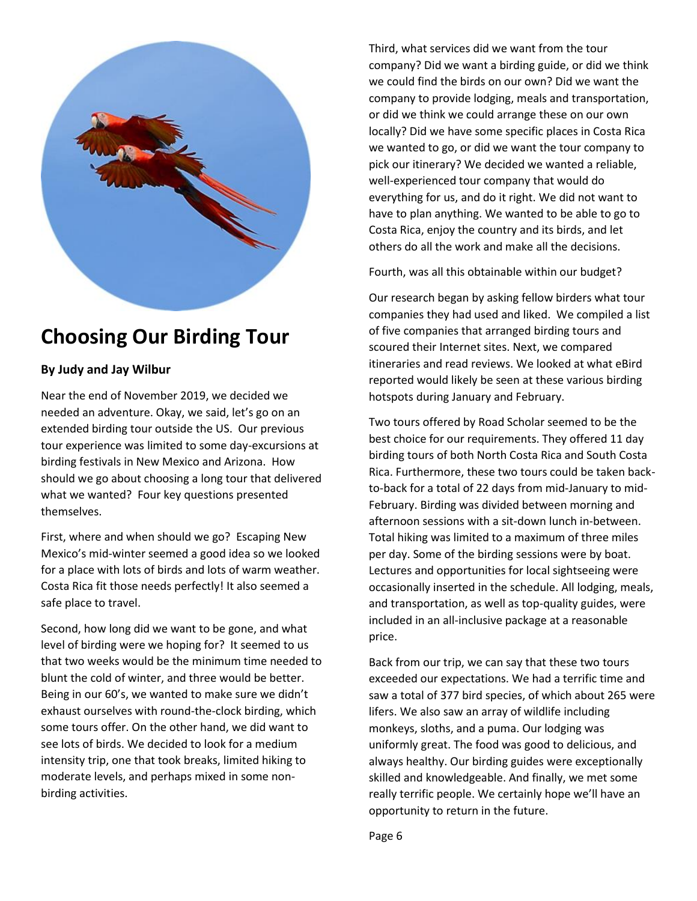## Choosing Our Birding Tour

**By Judy and Jay Wilbur**

Near the end of November 2019, we decided we needed an adventure. Okay, we said, let's go on an extended birding tour outside the US. Our previous tour experience was limited to some day-excursions at birding festivals in New Mexico and Arizona. How should we go about choosing a long tour that delivered what we wanted? Four key questions presented themselves.

First, where and when should we go? Escaping New Mexico's mid-winter seemed a good idea so we looked for a place with lots of birds and lots of warm weather. Costa Rica fit those needs perfectly! It also seemed a safe place to travel.

Second, how long did we want to be gone, and what level of birding were we hoping for? It seemed to us that two weeks would be the minimum time needed to blunt the cold of winter, and three would be better. Being in our 60's, we wanted to make sure we didn't exhaust ourselves with round-the-clock birding, which some tours offer. On the other hand, we did want to see lots of birds. We decided to look for a medium intensity trip, one that took breaks, limited hiking to moderate levels, and perhaps mixed in some non-birding activities.

Third, what services did we want from the tour company? Did we want a birding guide, or did we think we could find the birds on our own? Did we want the company to provide lodging, meals and transportation, or did we think we could arrange these on our own locally? Did we have some specific places in Costa Rica we wanted to go, or did we want the tour company to pick our itinerary? We decided we wanted a reliable, well-experienced tour company that would do everything for us, and do it right. We did not want to have to plan anything. We wanted to be able to go to Costa Rica, enjoy the country and its birds, and let others do all the work and make all the decisions.

Fourth, was all this obtainable within our budget?

Our research began by asking fellow birders what tour companies they had used and liked. We compiled a list of five companies that arranged birding tours and scoured their Internet sites. Next, we compared itineraries and read reviews. We looked at what eBird reported would likely be seen at these various birding hotspots during January and February.

Two tours offered by Road Scholar seemed to be the best choice for our requirements. They offered 11 day birding tours of both North Costa Rica and South Costa Rica. Furthermore, these two tours could be taken back-to-back for a total of 22 days from mid-January to mid-February. Birding was divided between morning and afternoon sessions with a sit-down lunch in-between. Total hiking was limited to a maximum of three miles per day. Some of the birding sessions were by boat. Lectures and opportunities for local sightseeing were occasionally inserted in the schedule. All lodging, meals, and transportation, as well as top-quality guides, were included in an all-inclusive package at a reasonable price.

Back from our trip, we can say that these two tours exceeded our expectations. We had a terrific time and saw a total of 377 bird species, of which about 265 were lifers. We also saw an array of wildlife including monkeys, sloths, and a puma. Our lodging was uniformly great. The food was good to delicious, and always healthy. Our birding guides were exceptionally skilled and knowledgeable. And finally, we met some really terrific people. We certainly hope we'll have an opportunity to return in the future.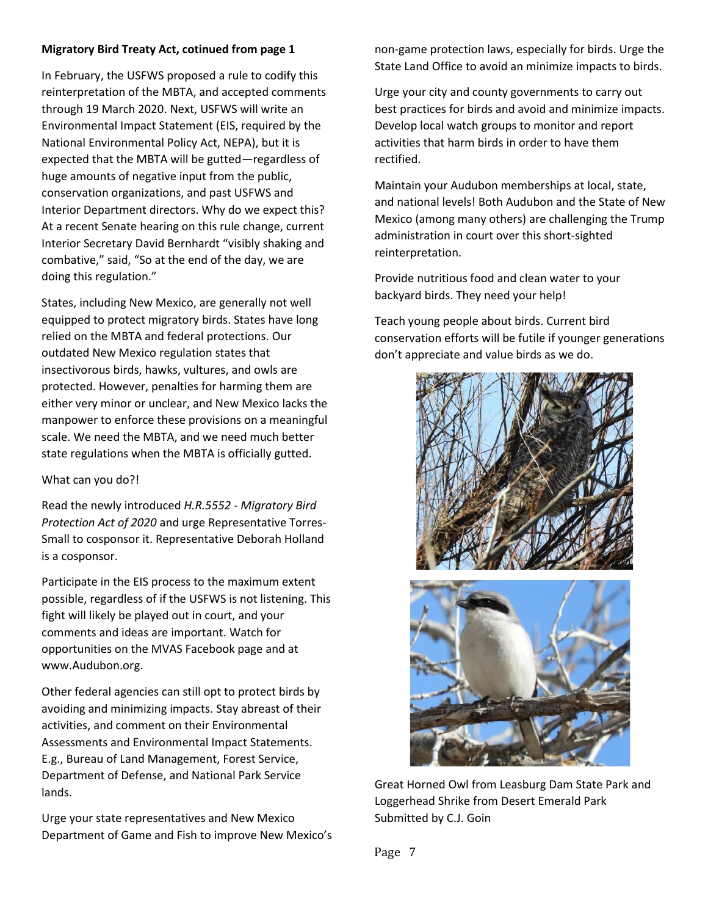**Migratory Bird Treaty Act, cotinued from page 1**

In February, the USFWS proposed a rule to codify this reinterpretation of the MBTA, and accepted comments through 19 March 2020. Next, USFWS will write an Environmental Impact Statement (EIS, required by the National Environmental Policy Act, NEPA), but it is expected that the MBTA will be gutted—regardless of huge amounts of negative input from the public, conservation organizations, and past USFWS and Interior Department directors. Why do we expect this? At a recent Senate hearing on this rule change, current Interior Secretary David Bernhardt "visibly shaking and combative," said, "So at the end of the day, we are doing this regulation."

States, including New Mexico, are generally not well equipped to protect migratory birds. States have long relied on the MBTA and federal protections. Our outdated New Mexico regulation states that insectivorous birds, hawks, vultures, and owls are protected. However, penalties for harming them are either very minor or unclear, and New Mexico lacks the manpower to enforce these provisions on a meaningful scale. We need the MBTA, and we need much better state regulations when the MBTA is officially gutted.

What can you do?!

Read the newly introduced *H.R.5552 - Migratory Bird Protection Act of 2020* and urge Representative Torres-Small to cosponsor it. Representative Deborah Holland is a cosponsor.

Participate in the EIS process to the maximum extent possible, regardless of if the USFWS is not listening. This fight will likely be played out in court, and your comments and ideas are important. Watch for opportunities on the MVAS Facebook page and at www.Audubon.org.

Other federal agencies can still opt to protect birds by avoiding and minimizing impacts. Stay abreast of their activities, and comment on their Environmental Assessments and Environmental Impact Statements. E.g., Bureau of Land Management, Forest Service, Department of Defense, and National Park Service lands.

Urge your state representatives and New Mexico Department of Game and Fish to improve New Mexico's non-game protection laws, especially for birds. Urge the State Land Office to avoid an minimize impacts to birds.

Urge your city and county governments to carry out best practices for birds and avoid and minimize impacts. Develop local watch groups to monitor and report activities that harm birds in order to have them rectified.

Maintain your Audubon memberships at local, state, and national levels! Both Audubon and the State of New Mexico (among many others) are challenging the Trump administration in court over this short-sighted reinterpretation.

Provide nutritious food and clean water to your backyard birds. They need your help!

Teach young people about birds. Current bird conservation efforts will be futile if younger generations don't appreciate and value birds as we do.

Great Horned Owl from Leasburg Dam State Park and Loggerhead Shrike from Desert Emerald Park
Submitted by C.J. Goin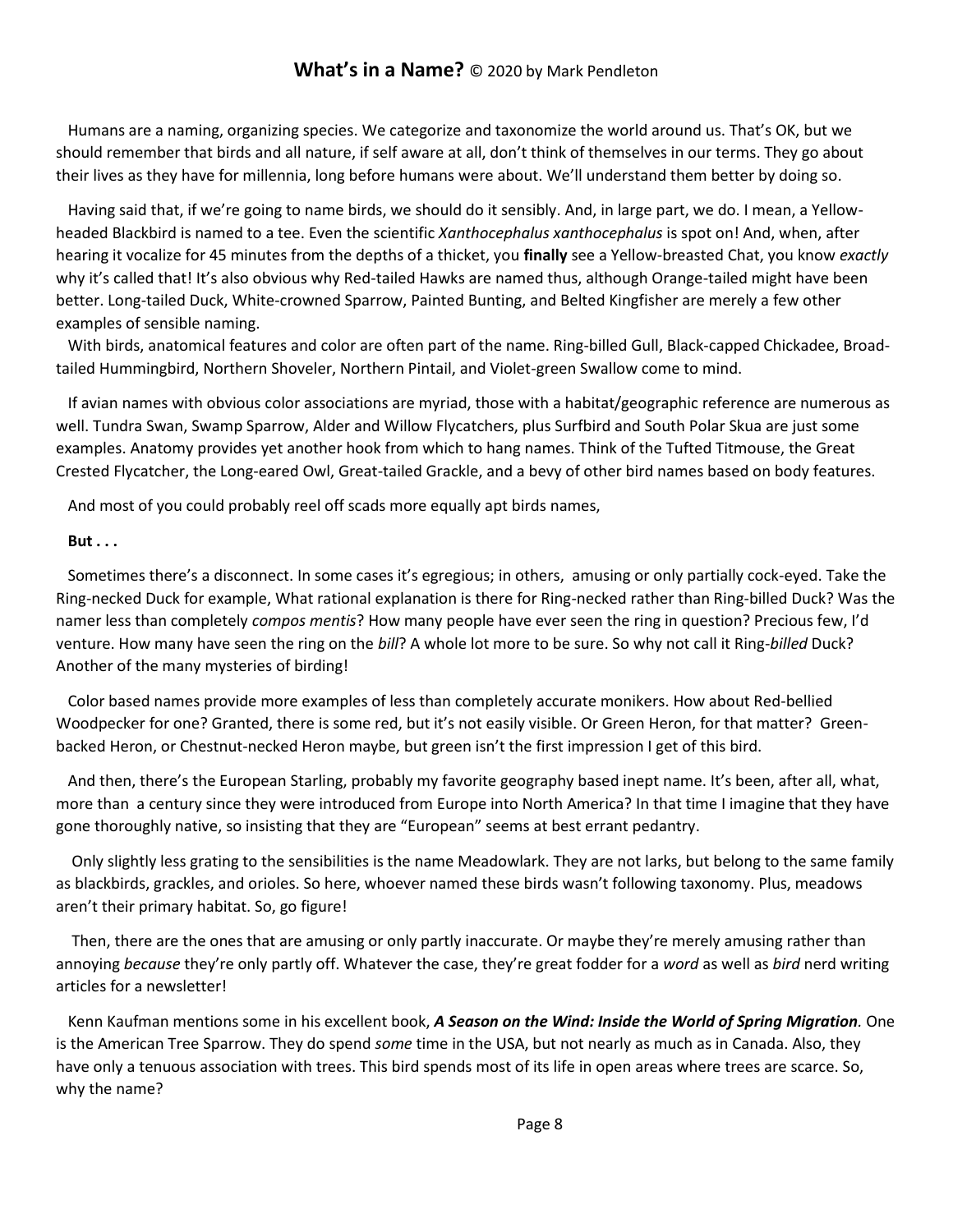## **What's in a Name?** © 2020 by Mark Pendleton

Humans are a naming, organizing species. We categorize and taxonomize the world around us. That's OK, but we should remember that birds and all nature, if self aware at all, don't think of themselves in our terms. They go about their lives as they have for millennia, long before humans were about. We'll understand them better by doing so.

Having said that, if we're going to name birds, we should do it sensibly. And, in large part, we do. I mean, a Yellow-headed Blackbird is named to a tee. Even the scientific *Xanthocephalus xanthocephalus* is spot on! And, when, after hearing it vocalize for 45 minutes from the depths of a thicket, you **finally** see a Yellow-breasted Chat, you know *exactly* why it's called that! It's also obvious why Red-tailed Hawks are named thus, although Orange-tailed might have been better. Long-tailed Duck, White-crowned Sparrow, Painted Bunting, and Belted Kingfisher are merely a few other examples of sensible naming.

With birds, anatomical features and color are often part of the name. Ring-billed Gull, Black-capped Chickadee, Broad-tailed Hummingbird, Northern Shoveler, Northern Pintail, and Violet-green Swallow come to mind.

If avian names with obvious color associations are myriad, those with a habitat/geographic reference are numerous as well. Tundra Swan, Swamp Sparrow, Alder and Willow Flycatchers, plus Surfbird and South Polar Skua are just some examples. Anatomy provides yet another hook from which to hang names. Think of the Tufted Titmouse, the Great Crested Flycatcher, the Long-eared Owl, Great-tailed Grackle, and a bevy of other bird names based on body features.

And most of you could probably reel off scads more equally apt birds names,

**But . . .**

Sometimes there's a disconnect. In some cases it's egregious; in others, amusing or only partially cock-eyed. Take the Ring-necked Duck for example, What rational explanation is there for Ring-necked rather than Ring-billed Duck? Was the namer less than completely *compos mentis*? How many people have ever seen the ring in question? Precious few, I'd venture. How many have seen the ring on the *bill*? A whole lot more to be sure. So why not call it Ring-*billed* Duck? Another of the many mysteries of birding!

Color based names provide more examples of less than completely accurate monikers. How about Red-bellied Woodpecker for one? Granted, there is some red, but it's not easily visible. Or Green Heron, for that matter? Green-backed Heron, or Chestnut-necked Heron maybe, but green isn't the first impression I get of this bird.

And then, there's the European Starling, probably my favorite geography based inept name. It's been, after all, what, more than a century since they were introduced from Europe into North America? In that time I imagine that they have gone thoroughly native, so insisting that they are "European" seems at best errant pedantry.

Only slightly less grating to the sensibilities is the name Meadowlark. They are not larks, but belong to the same family as blackbirds, grackles, and orioles. So here, whoever named these birds wasn't following taxonomy. Plus, meadows aren't their primary habitat. So, go figure!

Then, there are the ones that are amusing or only partly inaccurate. Or maybe they're merely amusing rather than annoying *because* they're only partly off. Whatever the case, they're great fodder for a *word* as well as *bird* nerd writing articles for a newsletter!

Kenn Kaufman mentions some in his excellent book, ***A Season on the Wind: Inside the World of Spring Migration**.* One is the American Tree Sparrow. They do spend *some* time in the USA, but not nearly as much as in Canada. Also, they have only a tenuous association with trees. This bird spends most of its life in open areas where trees are scarce. So, why the name?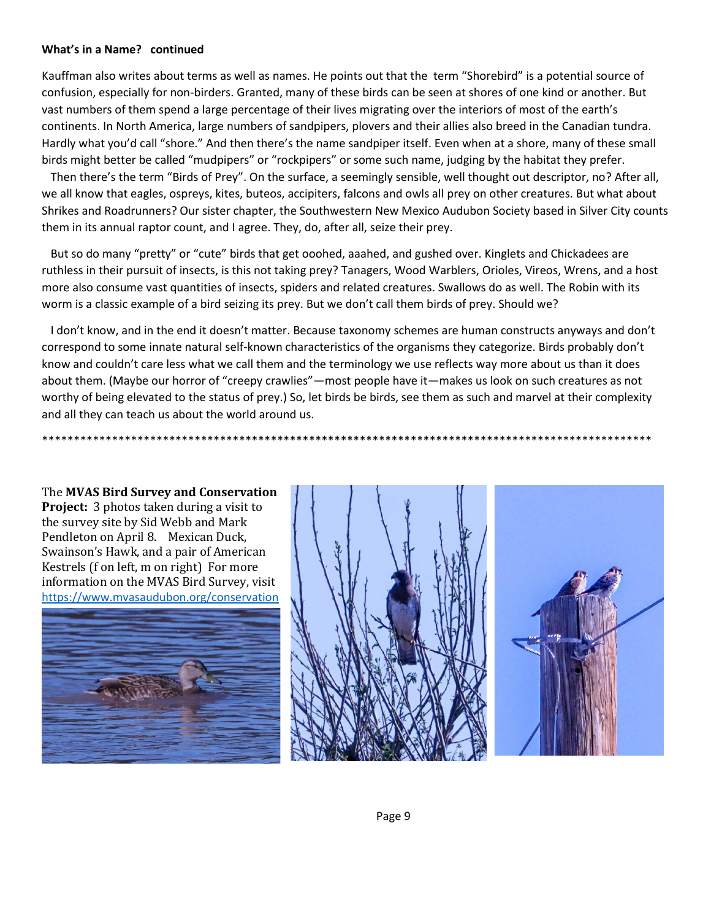**What's in a Name?  continued**

Kauffman also writes about terms as well as names. He points out that the term "Shorebird" is a potential source of confusion, especially for non-birders. Granted, many of these birds can be seen at shores of one kind or another. But vast numbers of them spend a large percentage of their lives migrating over the interiors of most of the earth's continents. In North America, large numbers of sandpipers, plovers and their allies also breed in the Canadian tundra. Hardly what you'd call "shore." And then there's the name sandpiper itself. Even when at a shore, many of these small birds might better be called "mudpipers" or "rockpipers" or some such name, judging by the habitat they prefer.

Then there's the term "Birds of Prey". On the surface, a seemingly sensible, well thought out descriptor, no? After all, we all know that eagles, ospreys, kites, buteos, accipiters, falcons and owls all prey on other creatures. But what about Shrikes and Roadrunners? Our sister chapter, the Southwestern New Mexico Audubon Society based in Silver City counts them in its annual raptor count, and I agree. They, do, after all, seize their prey.

But so do many "pretty" or "cute" birds that get ooohed, aaahed, and gushed over. Kinglets and Chickadees are ruthless in their pursuit of insects, is this not taking prey? Tanagers, Wood Warblers, Orioles, Vireos, Wrens, and a host more also consume vast quantities of insects, spiders and related creatures. Swallows do as well. The Robin with its worm is a classic example of a bird seizing its prey. But we don't call them birds of prey. Should we?

I don't know, and in the end it doesn't matter. Because taxonomy schemes are human constructs anyways and don't correspond to some innate natural self-known characteristics of the organisms they categorize. Birds probably don't know and couldn't care less what we call them and the terminology we use reflects way more about us than it does about them. (Maybe our horror of "creepy crawlies"—most people have it—makes us look on such creatures as not worthy of being elevated to the status of prey.) So, let birds be birds, see them as such and marvel at their complexity and all they can teach us about the world around us.

****************************************************************************************************

The **MVAS Bird Survey and Conservation Project:** 3 photos taken during a visit to the survey site by Sid Webb and Mark Pendleton on April 8. Mexican Duck, Swainson's Hawk, and a pair of American Kestrels (f on left, m on right) For more information on the MVAS Bird Survey, visit https://www.mvasaudubon.org/conservation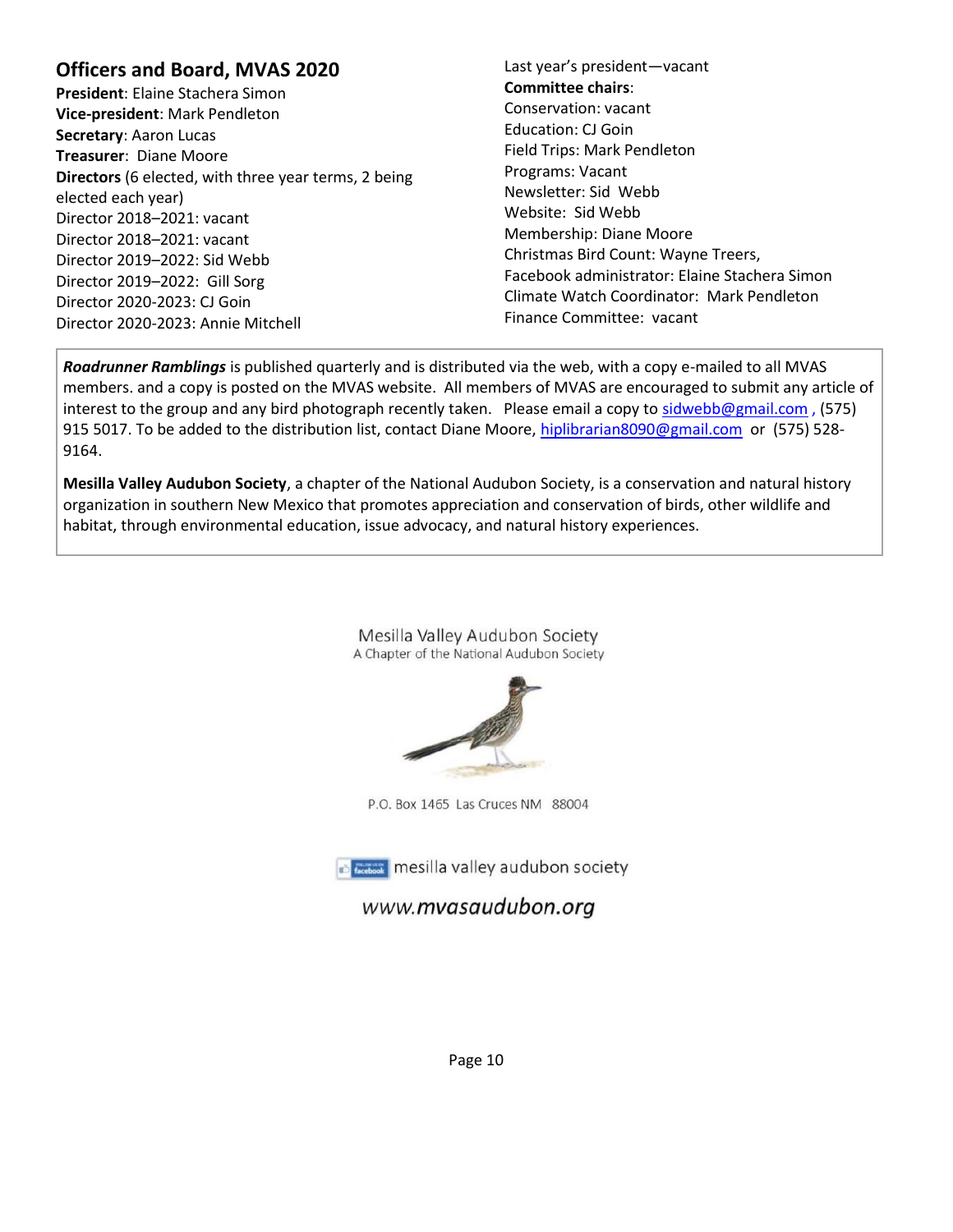## Officers and Board, MVAS 2020

**President**: Elaine Stachera Simon
**Vice-president**: Mark Pendleton
**Secretary**: Aaron Lucas
**Treasurer**: Diane Moore
**Directors** (6 elected, with three year terms, 2 being elected each year)
Director 2018–2021: vacant
Director 2018–2021: vacant
Director 2019–2022: Sid Webb
Director 2019–2022: Gill Sorg
Director 2020-2023: CJ Goin
Director 2020-2023: Annie Mitchell

Last year's president—vacant
**Committee chairs**:
Conservation: vacant
Education: CJ Goin
Field Trips: Mark Pendleton
Programs: Vacant
Newsletter: Sid Webb
Website: Sid Webb
Membership: Diane Moore
Christmas Bird Count: Wayne Treers,
Facebook administrator: Elaine Stachera Simon
Climate Watch Coordinator: Mark Pendleton
Finance Committee: vacant

***Roadrunner Ramblings*** is published quarterly and is distributed via the web, with a copy e-mailed to all MVAS members. and a copy is posted on the MVAS website. All members of MVAS are encouraged to submit any article of interest to the group and any bird photograph recently taken. Please email a copy to sidwebb@gmail.com , (575) 915 5017. To be added to the distribution list, contact Diane Moore, hiplibrarian8090@gmail.com or (575) 528-9164.

**Mesilla Valley Audubon Society**, a chapter of the National Audubon Society, is a conservation and natural history organization in southern New Mexico that promotes appreciation and conservation of birds, other wildlife and habitat, through environmental education, issue advocacy, and natural history experiences.

Mesilla Valley Audubon Society
A Chapter of the National Audubon Society

P.O. Box 1465 Las Cruces NM 88004

mesilla valley audubon society

*www.mvasaudubon.org*